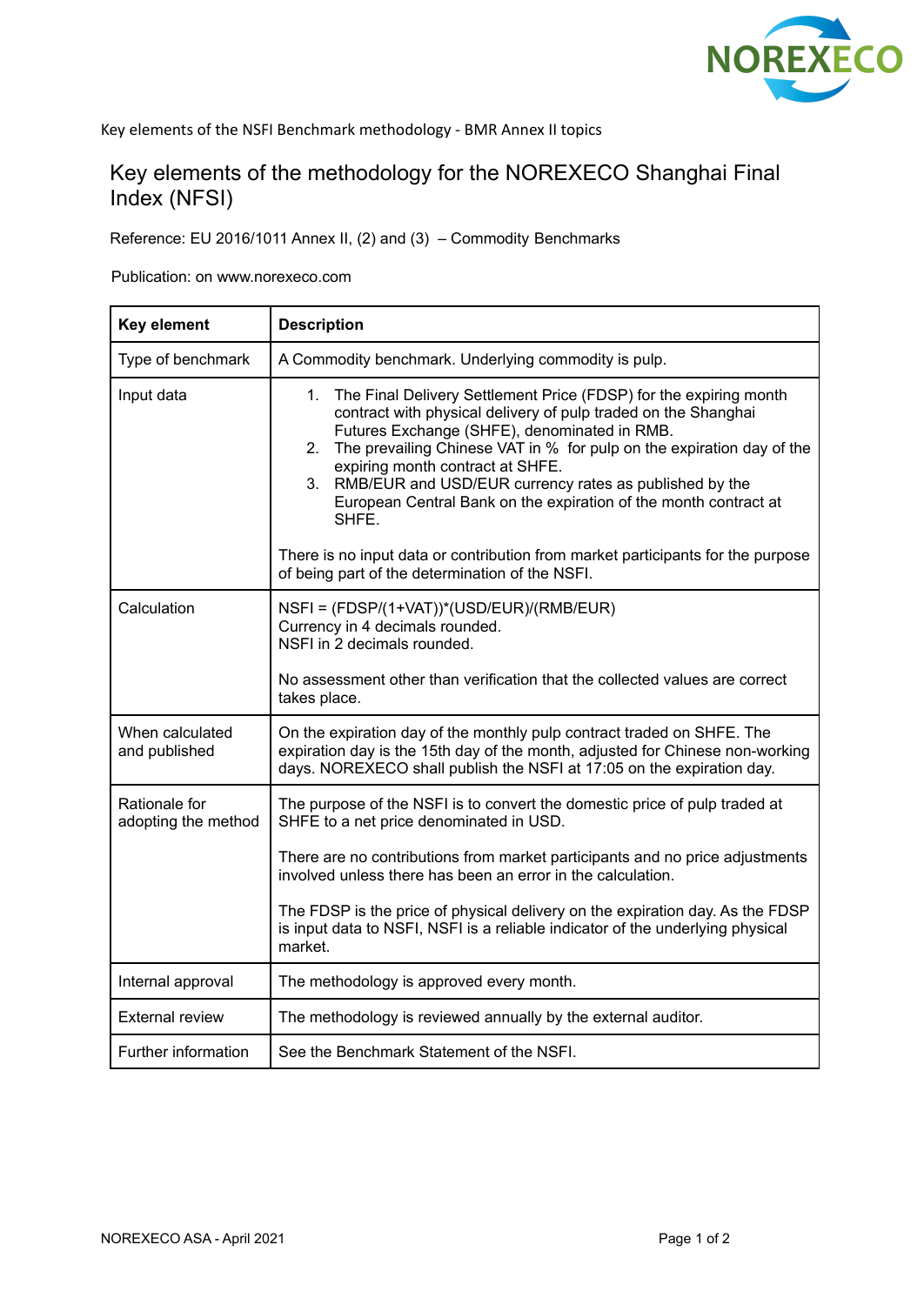Key elements of the NSFI Benchmark methodology - BMR Annex II topics

# Key elements of the methodology for the NOREXECO Shanghai Final Index (NFSI)

Reference: EU 2016/1011 Annex II, (2) and (3) – Commodity Benchmarks

Publication: on www.norexeco.com

| Key element | Description |
|---|---|
| Type of benchmark | A Commodity benchmark. Underlying commodity is pulp. |
| Input data | 1. The Final Delivery Settlement Price (FDSP) for the expiring month contract with physical delivery of pulp traded on the Shanghai Futures Exchange (SHFE), denominated in RMB.<br>2. The prevailing Chinese VAT in % for pulp on the expiration day of the expiring month contract at SHFE.<br>3. RMB/EUR and USD/EUR currency rates as published by the European Central Bank on the expiration of the month contract at SHFE.<br><br>There is no input data or contribution from market participants for the purpose of being part of the determination of the NSFI. |
| Calculation | NSFI = (FDSP/(1+VAT))*(USD/EUR)/(RMB/EUR)<br>Currency in 4 decimals rounded.<br>NSFI in 2 decimals rounded.<br><br>No assessment other than verification that the collected values are correct takes place. |
| When calculated and published | On the expiration day of the monthly pulp contract traded on SHFE. The expiration day is the 15th day of the month, adjusted for Chinese non-working days. NOREXECO shall publish the NSFI at 17:05 on the expiration day. |
| Rationale for adopting the method | The purpose of the NSFI is to convert the domestic price of pulp traded at SHFE to a net price denominated in USD.<br><br>There are no contributions from market participants and no price adjustments involved unless there has been an error in the calculation.<br><br>The FDSP is the price of physical delivery on the expiration day. As the FDSP is input data to NSFI, NSFI is a reliable indicator of the underlying physical market. |
| Internal approval | The methodology is approved every month. |
| External review | The methodology is reviewed annually by the external auditor. |
| Further information | See the Benchmark Statement of the NSFI. |

NOREXECO ASA - April 2021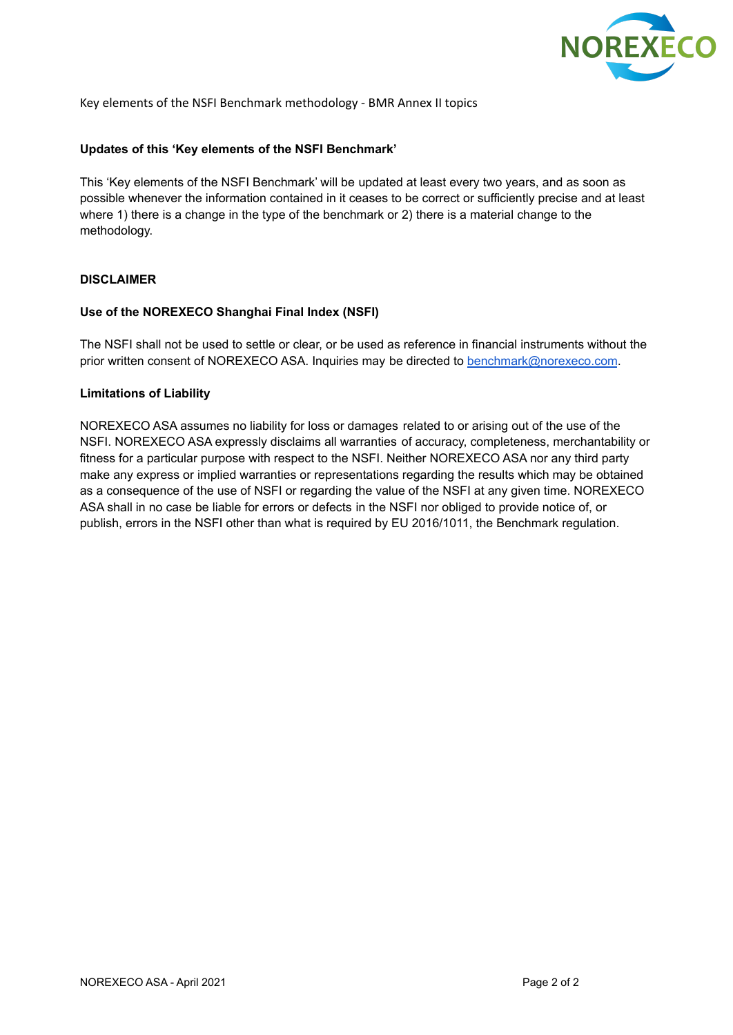Key elements of the NSFI Benchmark methodology - BMR Annex II topics

### Updates of this 'Key elements of the NSFI Benchmark'

This 'Key elements of the NSFI Benchmark' will be updated at least every two years, and as soon as possible whenever the information contained in it ceases to be correct or sufficiently precise and at least where 1) there is a change in the type of the benchmark or 2) there is a material change to the methodology.

## DISCLAIMER

### Use of the NOREXECO Shanghai Final Index (NSFI)

The NSFI shall not be used to settle or clear, or be used as reference in financial instruments without the prior written consent of NOREXECO ASA. Inquiries may be directed to benchmark@norexeco.com.

### Limitations of Liability

NOREXECO ASA assumes no liability for loss or damages related to or arising out of the use of the NSFI. NOREXECO ASA expressly disclaims all warranties of accuracy, completeness, merchantability or fitness for a particular purpose with respect to the NSFI. Neither NOREXECO ASA nor any third party make any express or implied warranties or representations regarding the results which may be obtained as a consequence of the use of NSFI or regarding the value of the NSFI at any given time. NOREXECO ASA shall in no case be liable for errors or defects in the NSFI nor obliged to provide notice of, or publish, errors in the NSFI other than what is required by EU 2016/1011, the Benchmark regulation.